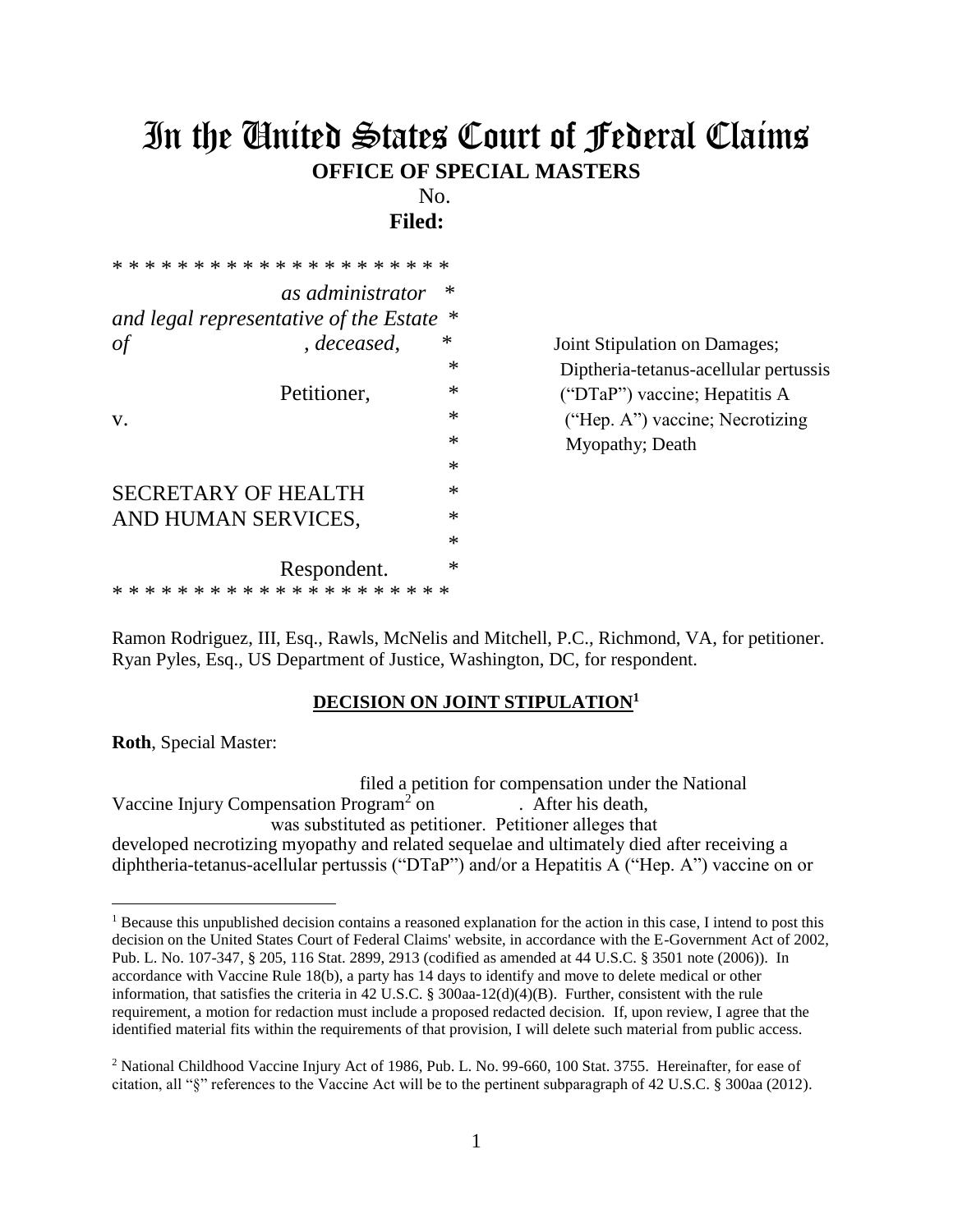# In the United States Court of Federal Claims

**OFFICE OF SPECIAL MASTERS**

No.

**Filed:**

```
* * * * * * * * * * * * * * * * * * * *
                as administrator    *
and legal representative of the Estate *
of                    , deceased,   *      Joint Stipulation on Damages;
                                    *      Diptheria-tetanus-acellular pertussis
                Petitioner,         *      ("DTaP") vaccine; Hepatitis A
v.                                  *      ("Hep. A") vaccine; Necrotizing
                                    *      Myopathy; Death
                                    *
SECRETARY OF HEALTH                 *
AND HUMAN SERVICES,                 *
                                    *
                Respondent.         *
* * * * * * * * * * * * * * * * * * * *
```

Ramon Rodriguez, III, Esq., Rawls, McNelis and Mitchell, P.C., Richmond, VA, for petitioner.
Ryan Pyles, Esq., US Department of Justice, Washington, DC, for respondent.

## DECISION ON JOINT STIPULATION[1]

**Roth**, Special Master:

filed a petition for compensation under the National Vaccine Injury Compensation Program[2] on . After his death, was substituted as petitioner. Petitioner alleges that developed necrotizing myopathy and related sequelae and ultimately died after receiving a diphtheria-tetanus-acellular pertussis ("DTaP") and/or a Hepatitis A ("Hep. A") vaccine on or

---

[1] Because this unpublished decision contains a reasoned explanation for the action in this case, I intend to post this decision on the United States Court of Federal Claims' website, in accordance with the E-Government Act of 2002, Pub. L. No. 107-347, § 205, 116 Stat. 2899, 2913 (codified as amended at 44 U.S.C. § 3501 note (2006)). In accordance with Vaccine Rule 18(b), a party has 14 days to identify and move to delete medical or other information, that satisfies the criteria in 42 U.S.C. § 300aa-12(d)(4)(B). Further, consistent with the rule requirement, a motion for redaction must include a proposed redacted decision. If, upon review, I agree that the identified material fits within the requirements of that provision, I will delete such material from public access.

[2] National Childhood Vaccine Injury Act of 1986, Pub. L. No. 99-660, 100 Stat. 3755. Hereinafter, for ease of citation, all "§" references to the Vaccine Act will be to the pertinent subparagraph of 42 U.S.C. § 300aa (2012).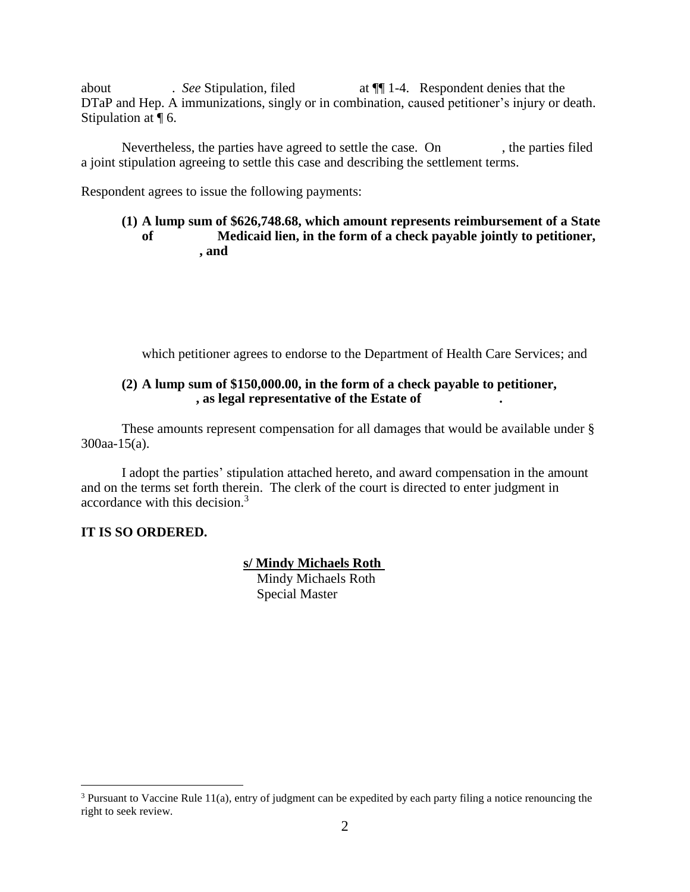about . *See* Stipulation, filed at ¶¶ 1-4. Respondent denies that the DTaP and Hep. A immunizations, singly or in combination, caused petitioner's injury or death. Stipulation at ¶ 6.

Nevertheless, the parties have agreed to settle the case. On , the parties filed a joint stipulation agreeing to settle this case and describing the settlement terms.

Respondent agrees to issue the following payments:

**(1) A lump sum of $626,748.68, which amount represents reimbursement of a State of Medicaid lien, in the form of a check payable jointly to petitioner, , and**

which petitioner agrees to endorse to the Department of Health Care Services; and

**(2) A lump sum of $150,000.00, in the form of a check payable to petitioner, , as legal representative of the Estate of .**

These amounts represent compensation for all damages that would be available under § 300aa-15(a).

I adopt the parties' stipulation attached hereto, and award compensation in the amount and on the terms set forth therein. The clerk of the court is directed to enter judgment in accordance with this decision.[3]

**IT IS SO ORDERED.**

**s/ Mindy Michaels Roth**
Mindy Michaels Roth
Special Master

[3] Pursuant to Vaccine Rule 11(a), entry of judgment can be expedited by each party filing a notice renouncing the right to seek review.